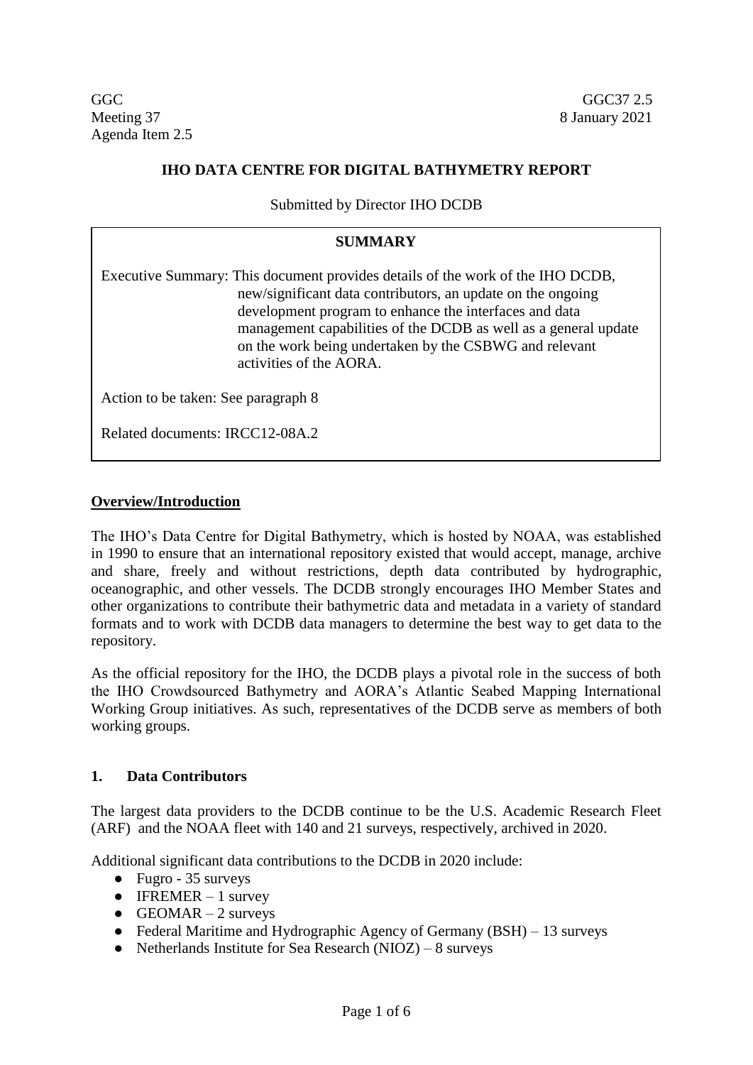GGC
Meeting 37
Agenda Item 2.5

GGC37 2.5
8 January 2021

# IHO DATA CENTRE FOR DIGITAL BATHYMETRY REPORT

Submitted by Director IHO DCDB

| SUMMARY |
| --- |
| Executive Summary: This document provides details of the work of the IHO DCDB, new/significant data contributors, an update on the ongoing development program to enhance the interfaces and data management capabilities of the DCDB as well as a general update on the work being undertaken by the CSBWG and relevant activities of the AORA. |
| Action to be taken: See paragraph 8 |
| Related documents: IRCC12-08A.2 |

## Overview/Introduction

The IHO's Data Centre for Digital Bathymetry, which is hosted by NOAA, was established in 1990 to ensure that an international repository existed that would accept, manage, archive and share, freely and without restrictions, depth data contributed by hydrographic, oceanographic, and other vessels. The DCDB strongly encourages IHO Member States and other organizations to contribute their bathymetric data and metadata in a variety of standard formats and to work with DCDB data managers to determine the best way to get data to the repository.

As the official repository for the IHO, the DCDB plays a pivotal role in the success of both the IHO Crowdsourced Bathymetry and AORA's Atlantic Seabed Mapping International Working Group initiatives. As such, representatives of the DCDB serve as members of both working groups.

## 1. Data Contributors

The largest data providers to the DCDB continue to be the U.S. Academic Research Fleet (ARF) and the NOAA fleet with 140 and 21 surveys, respectively, archived in 2020.

Additional significant data contributions to the DCDB in 2020 include:

- Fugro - 35 surveys
- IFREMER – 1 survey
- GEOMAR – 2 surveys
- Federal Maritime and Hydrographic Agency of Germany (BSH) – 13 surveys
- Netherlands Institute for Sea Research (NIOZ) – 8 surveys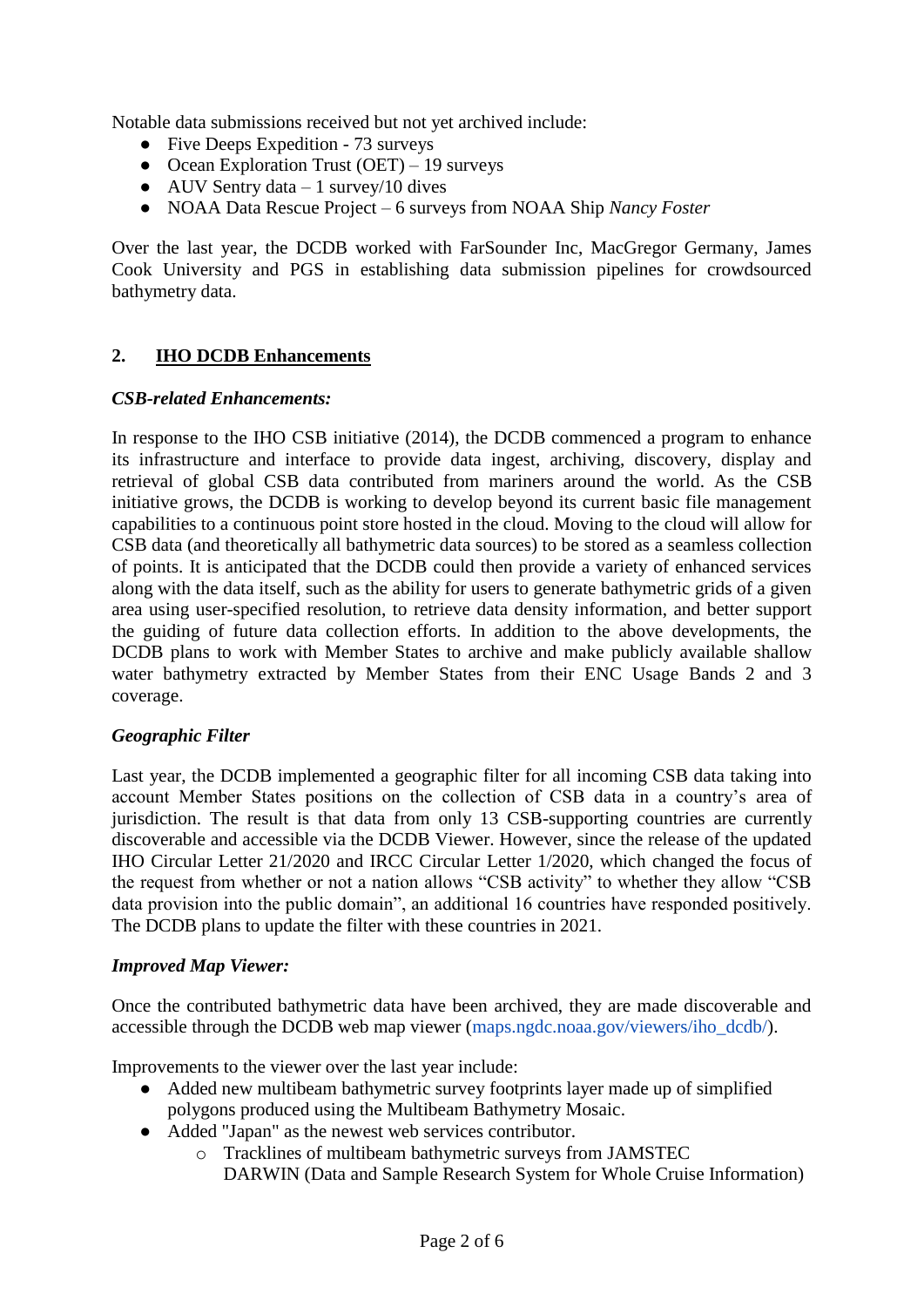Notable data submissions received but not yet archived include:

- Five Deeps Expedition - 73 surveys
- Ocean Exploration Trust (OET) – 19 surveys
- AUV Sentry data – 1 survey/10 dives
- NOAA Data Rescue Project – 6 surveys from NOAA Ship *Nancy Foster*

Over the last year, the DCDB worked with FarSounder Inc, MacGregor Germany, James Cook University and PGS in establishing data submission pipelines for crowdsourced bathymetry data.

## 2. <u>IHO DCDB Enhancements</u>

***CSB-related Enhancements:***

In response to the IHO CSB initiative (2014), the DCDB commenced a program to enhance its infrastructure and interface to provide data ingest, archiving, discovery, display and retrieval of global CSB data contributed from mariners around the world. As the CSB initiative grows, the DCDB is working to develop beyond its current basic file management capabilities to a continuous point store hosted in the cloud. Moving to the cloud will allow for CSB data (and theoretically all bathymetric data sources) to be stored as a seamless collection of points. It is anticipated that the DCDB could then provide a variety of enhanced services along with the data itself, such as the ability for users to generate bathymetric grids of a given area using user-specified resolution, to retrieve data density information, and better support the guiding of future data collection efforts. In addition to the above developments, the DCDB plans to work with Member States to archive and make publicly available shallow water bathymetry extracted by Member States from their ENC Usage Bands 2 and 3 coverage.

***Geographic Filter***

Last year, the DCDB implemented a geographic filter for all incoming CSB data taking into account Member States positions on the collection of CSB data in a country's area of jurisdiction. The result is that data from only 13 CSB-supporting countries are currently discoverable and accessible via the DCDB Viewer. However, since the release of the updated IHO Circular Letter 21/2020 and IRCC Circular Letter 1/2020, which changed the focus of the request from whether or not a nation allows "CSB activity" to whether they allow "CSB data provision into the public domain", an additional 16 countries have responded positively. The DCDB plans to update the filter with these countries in 2021.

***Improved Map Viewer:***

Once the contributed bathymetric data have been archived, they are made discoverable and accessible through the DCDB web map viewer (maps.ngdc.noaa.gov/viewers/iho_dcdb/).

Improvements to the viewer over the last year include:

- Added new multibeam bathymetric survey footprints layer made up of simplified polygons produced using the Multibeam Bathymetry Mosaic.
- Added "Japan" as the newest web services contributor.
  - Tracklines of multibeam bathymetric surveys from JAMSTEC DARWIN (Data and Sample Research System for Whole Cruise Information)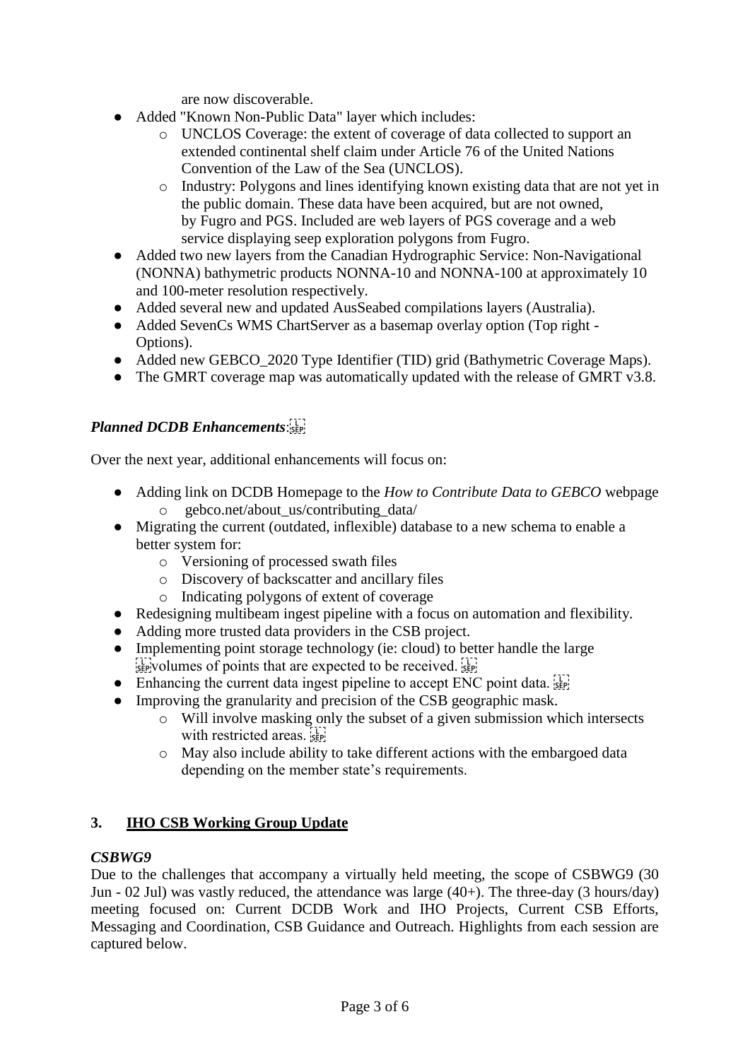are now discoverable.

- Added "Known Non-Public Data" layer which includes:
    - UNCLOS Coverage: the extent of coverage of data collected to support an extended continental shelf claim under Article 76 of the United Nations Convention of the Law of the Sea (UNCLOS).
    - Industry: Polygons and lines identifying known existing data that are not yet in the public domain. These data have been acquired, but are not owned, by Fugro and PGS. Included are web layers of PGS coverage and a web service displaying seep exploration polygons from Fugro.
- Added two new layers from the Canadian Hydrographic Service: Non-Navigational (NONNA) bathymetric products NONNA-10 and NONNA-100 at approximately 10 and 100-meter resolution respectively.
- Added several new and updated AusSeabed compilations layers (Australia).
- Added SevenCs WMS ChartServer as a basemap overlay option (Top right - Options).
- Added new GEBCO_2020 Type Identifier (TID) grid (Bathymetric Coverage Maps).
- The GMRT coverage map was automatically updated with the release of GMRT v3.8.

### *Planned DCDB Enhancements*:

Over the next year, additional enhancements will focus on:

- Adding link on DCDB Homepage to the *How to Contribute Data to GEBCO* webpage
    - gebco.net/about_us/contributing_data/
- Migrating the current (outdated, inflexible) database to a new schema to enable a better system for:
    - Versioning of processed swath files
    - Discovery of backscatter and ancillary files
    - Indicating polygons of extent of coverage
- Redesigning multibeam ingest pipeline with a focus on automation and flexibility.
- Adding more trusted data providers in the CSB project.
- Implementing point storage technology (ie: cloud) to better handle the large volumes of points that are expected to be received.
- Enhancing the current data ingest pipeline to accept ENC point data.
- Improving the granularity and precision of the CSB geographic mask.
    - Will involve masking only the subset of a given submission which intersects with restricted areas.
    - May also include ability to take different actions with the embargoed data depending on the member state's requirements.

## 3. IHO CSB Working Group Update

### *CSBWG9*

Due to the challenges that accompany a virtually held meeting, the scope of CSBWG9 (30 Jun - 02 Jul) was vastly reduced, the attendance was large (40+). The three-day (3 hours/day) meeting focused on: Current DCDB Work and IHO Projects, Current CSB Efforts, Messaging and Coordination, CSB Guidance and Outreach. Highlights from each session are captured below.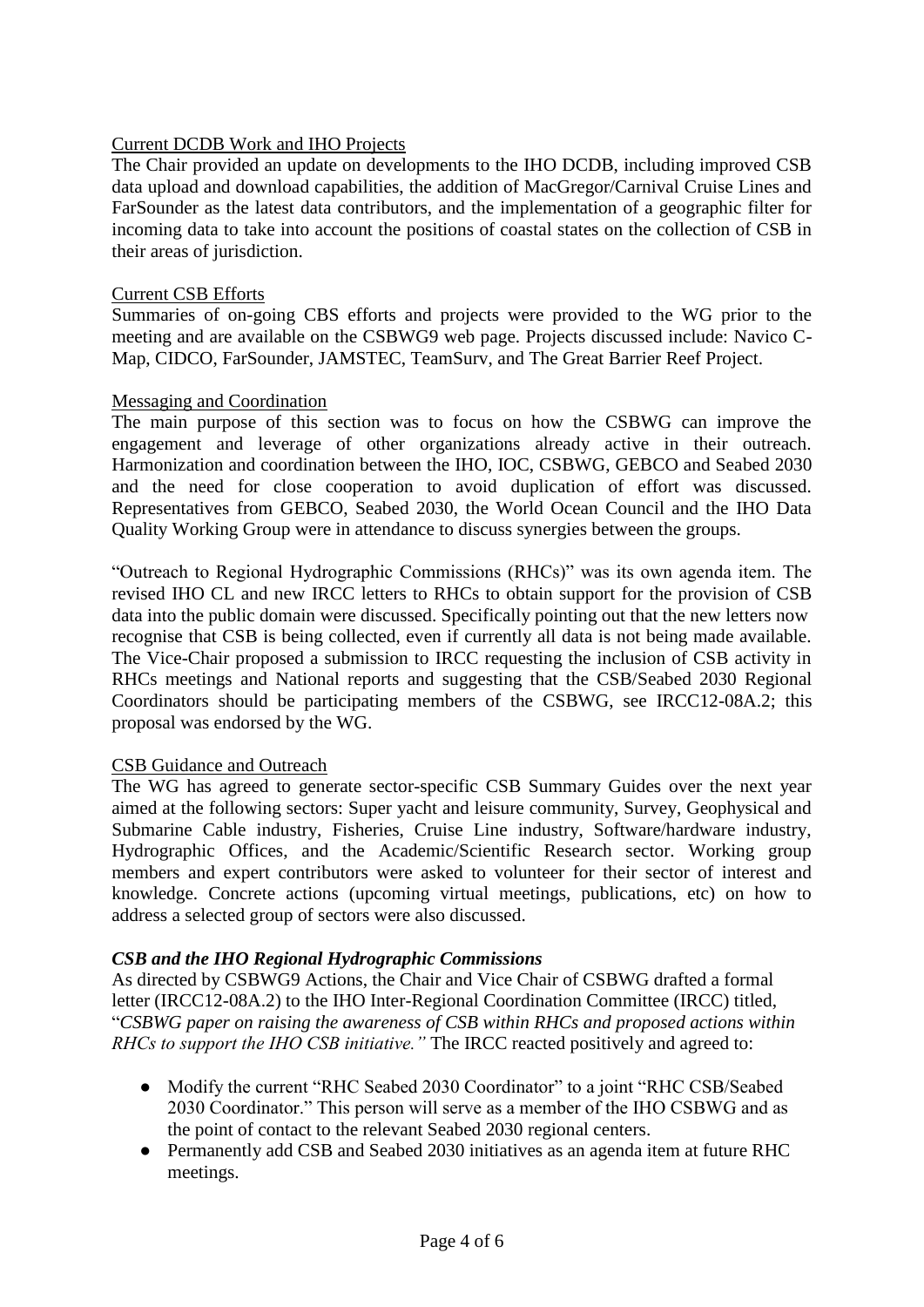Current DCDB Work and IHO Projects

The Chair provided an update on developments to the IHO DCDB, including improved CSB data upload and download capabilities, the addition of MacGregor/Carnival Cruise Lines and FarSounder as the latest data contributors, and the implementation of a geographic filter for incoming data to take into account the positions of coastal states on the collection of CSB in their areas of jurisdiction.

Current CSB Efforts

Summaries of on-going CBS efforts and projects were provided to the WG prior to the meeting and are available on the CSBWG9 web page. Projects discussed include: Navico C-Map, CIDCO, FarSounder, JAMSTEC, TeamSurv, and The Great Barrier Reef Project.

Messaging and Coordination

The main purpose of this section was to focus on how the CSBWG can improve the engagement and leverage of other organizations already active in their outreach. Harmonization and coordination between the IHO, IOC, CSBWG, GEBCO and Seabed 2030 and the need for close cooperation to avoid duplication of effort was discussed. Representatives from GEBCO, Seabed 2030, the World Ocean Council and the IHO Data Quality Working Group were in attendance to discuss synergies between the groups.

"Outreach to Regional Hydrographic Commissions (RHCs)" was its own agenda item. The revised IHO CL and new IRCC letters to RHCs to obtain support for the provision of CSB data into the public domain were discussed. Specifically pointing out that the new letters now recognise that CSB is being collected, even if currently all data is not being made available. The Vice-Chair proposed a submission to IRCC requesting the inclusion of CSB activity in RHCs meetings and National reports and suggesting that the CSB/Seabed 2030 Regional Coordinators should be participating members of the CSBWG, see IRCC12-08A.2; this proposal was endorsed by the WG.

CSB Guidance and Outreach

The WG has agreed to generate sector-specific CSB Summary Guides over the next year aimed at the following sectors: Super yacht and leisure community, Survey, Geophysical and Submarine Cable industry, Fisheries, Cruise Line industry, Software/hardware industry, Hydrographic Offices, and the Academic/Scientific Research sector. Working group members and expert contributors were asked to volunteer for their sector of interest and knowledge. Concrete actions (upcoming virtual meetings, publications, etc) on how to address a selected group of sectors were also discussed.

***CSB and the IHO Regional Hydrographic Commissions***

As directed by CSBWG9 Actions, the Chair and Vice Chair of CSBWG drafted a formal letter (IRCC12-08A.2) to the IHO Inter-Regional Coordination Committee (IRCC) titled, "*CSBWG paper on raising the awareness of CSB within RHCs and proposed actions within RHCs to support the IHO CSB initiative."* The IRCC reacted positively and agreed to:

- Modify the current "RHC Seabed 2030 Coordinator" to a joint "RHC CSB/Seabed 2030 Coordinator." This person will serve as a member of the IHO CSBWG and as the point of contact to the relevant Seabed 2030 regional centers.
- Permanently add CSB and Seabed 2030 initiatives as an agenda item at future RHC meetings.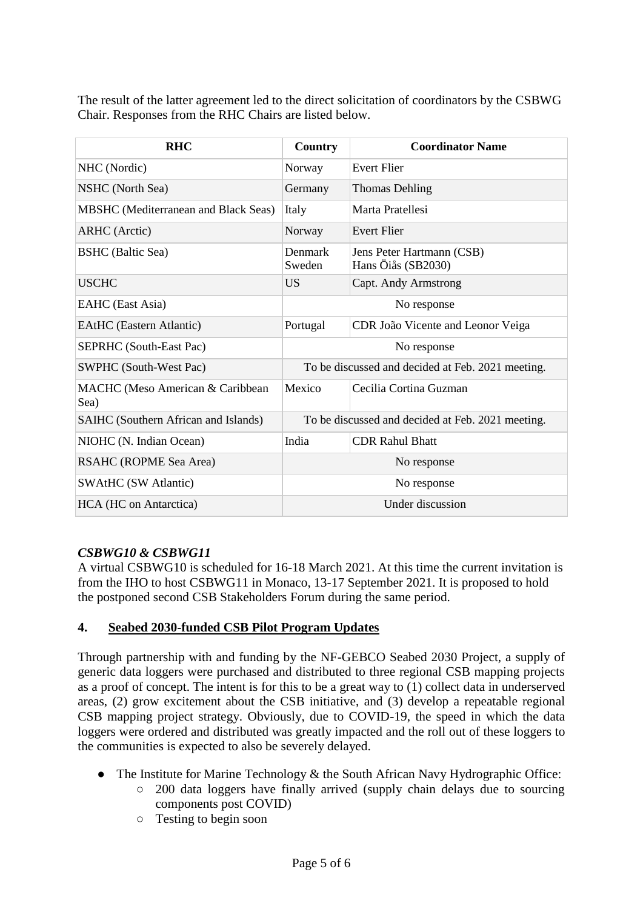The result of the latter agreement led to the direct solicitation of coordinators by the CSBWG Chair. Responses from the RHC Chairs are listed below.

| RHC | Country | Coordinator Name |
|---|---|---|
| NHC (Nordic) | Norway | Evert Flier |
| NSHC (North Sea) | Germany | Thomas Dehling |
| MBSHC (Mediterranean and Black Seas) | Italy | Marta Pratellesi |
| ARHC (Arctic) | Norway | Evert Flier |
| BSHC (Baltic Sea) | Denmark<br>Sweden | Jens Peter Hartmann (CSB)<br>Hans Öiås (SB2030) |
| USCHC | US | Capt. Andy Armstrong |
| EAHC (East Asia) | No response | |
| EAtHC (Eastern Atlantic) | Portugal | CDR João Vicente and Leonor Veiga |
| SEPRHC (South-East Pac) | No response | |
| SWPHC (South-West Pac) | To be discussed and decided at Feb. 2021 meeting. | |
| MACHC (Meso American & Caribbean Sea) | Mexico | Cecilia Cortina Guzman |
| SAIHC (Southern African and Islands) | To be discussed and decided at Feb. 2021 meeting. | |
| NIOHC (N. Indian Ocean) | India | CDR Rahul Bhatt |
| RSAHC (ROPME Sea Area) | No response | |
| SWAtHC (SW Atlantic) | No response | |
| HCA (HC on Antarctica) | Under discussion | |

***CSBWG10 & CSBWG11***

A virtual CSBWG10 is scheduled for 16-18 March 2021. At this time the current invitation is from the IHO to host CSBWG11 in Monaco, 13-17 September 2021. It is proposed to hold the postponed second CSB Stakeholders Forum during the same period.

## 4. Seabed 2030-funded CSB Pilot Program Updates

Through partnership with and funding by the NF-GEBCO Seabed 2030 Project, a supply of generic data loggers were purchased and distributed to three regional CSB mapping projects as a proof of concept. The intent is for this to be a great way to (1) collect data in underserved areas, (2) grow excitement about the CSB initiative, and (3) develop a repeatable regional CSB mapping project strategy. Obviously, due to COVID-19, the speed in which the data loggers were ordered and distributed was greatly impacted and the roll out of these loggers to the communities is expected to also be severely delayed.

- The Institute for Marine Technology & the South African Navy Hydrographic Office:
  - 200 data loggers have finally arrived (supply chain delays due to sourcing components post COVID)
  - Testing to begin soon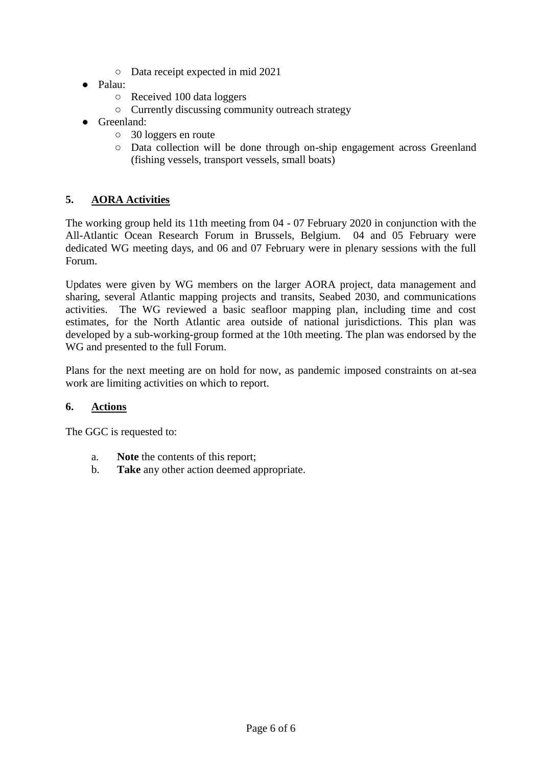- Data receipt expected in mid 2021
- Palau:
    - Received 100 data loggers
    - Currently discussing community outreach strategy
- Greenland:
    - 30 loggers en route
    - Data collection will be done through on-ship engagement across Greenland (fishing vessels, transport vessels, small boats)

## 5. AORA Activities

The working group held its 11th meeting from 04 - 07 February 2020 in conjunction with the All-Atlantic Ocean Research Forum in Brussels, Belgium. 04 and 05 February were dedicated WG meeting days, and 06 and 07 February were in plenary sessions with the full Forum.

Updates were given by WG members on the larger AORA project, data management and sharing, several Atlantic mapping projects and transits, Seabed 2030, and communications activities. The WG reviewed a basic seafloor mapping plan, including time and cost estimates, for the North Atlantic area outside of national jurisdictions. This plan was developed by a sub-working-group formed at the 10th meeting. The plan was endorsed by the WG and presented to the full Forum.

Plans for the next meeting are on hold for now, as pandemic imposed constraints on at-sea work are limiting activities on which to report.

## 6. Actions

The GGC is requested to:

a. **Note** the contents of this report;

b. **Take** any other action deemed appropriate.